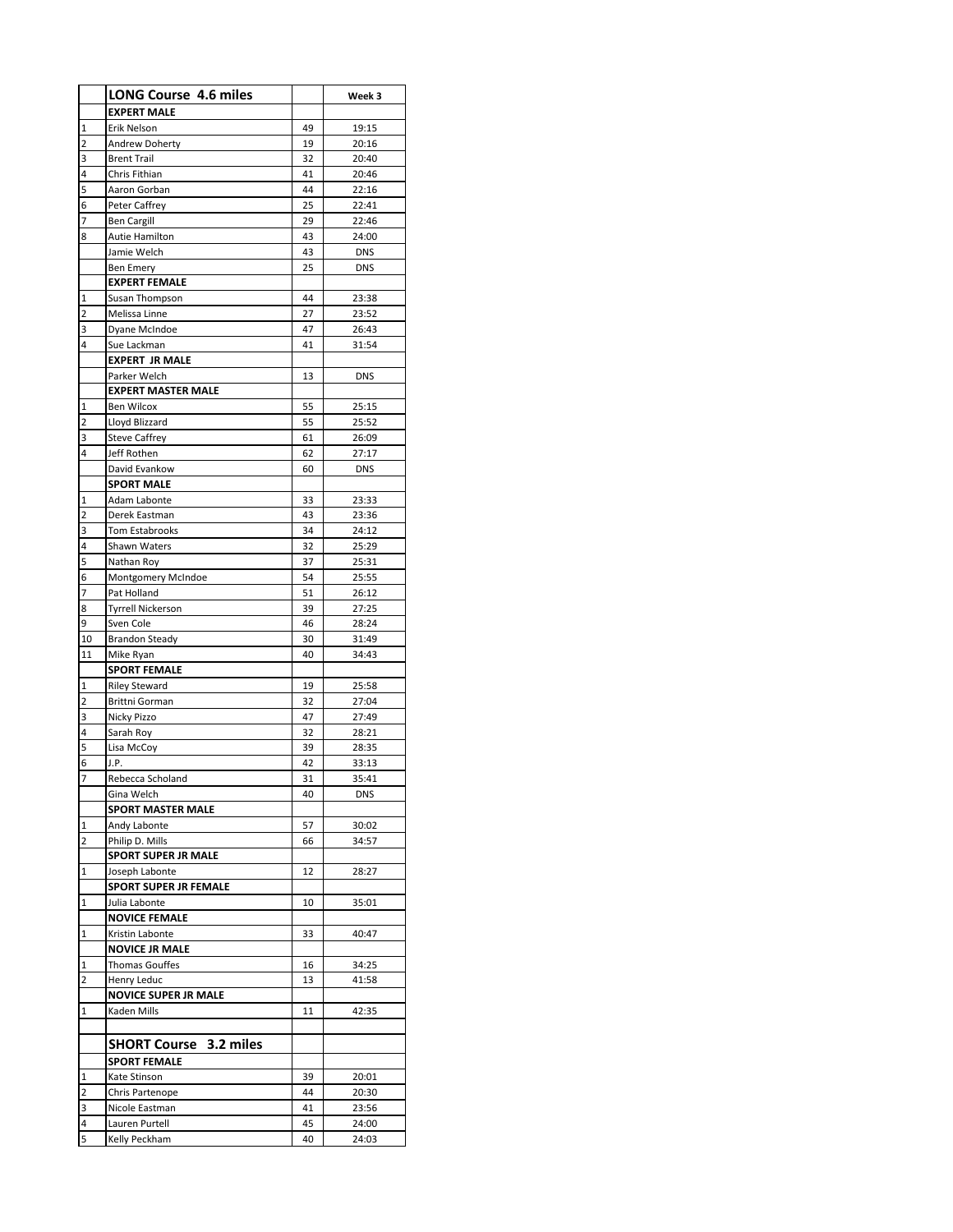| | LONG Course 4.6 miles | | Week 3 |
|---|---|---|---|
| | **EXPERT MALE** | | |
| 1 | Erik Nelson | 49 | 19:15 |
| 2 | Andrew Doherty | 19 | 20:16 |
| 3 | Brent Trail | 32 | 20:40 |
| 4 | Chris Fithian | 41 | 20:46 |
| 5 | Aaron Gorban | 44 | 22:16 |
| 6 | Peter Caffrey | 25 | 22:41 |
| 7 | Ben Cargill | 29 | 22:46 |
| 8 | Autie Hamilton | 43 | 24:00 |
| | Jamie Welch | 43 | DNS |
| | Ben Emery | 25 | DNS |
| | **EXPERT FEMALE** | | |
| 1 | Susan Thompson | 44 | 23:38 |
| 2 | Melissa Linne | 27 | 23:52 |
| 3 | Dyane McIndoe | 47 | 26:43 |
| 4 | Sue Lackman | 41 | 31:54 |
| | **EXPERT JR MALE** | | |
| | Parker Welch | 13 | DNS |
| | **EXPERT MASTER MALE** | | |
| 1 | Ben Wilcox | 55 | 25:15 |
| 2 | Lloyd Blizzard | 55 | 25:52 |
| 3 | Steve Caffrey | 61 | 26:09 |
| 4 | Jeff Rothen | 62 | 27:17 |
| | David Evankow | 60 | DNS |
| | **SPORT MALE** | | |
| 1 | Adam Labonte | 33 | 23:33 |
| 2 | Derek Eastman | 43 | 23:36 |
| 3 | Tom Estabrooks | 34 | 24:12 |
| 4 | Shawn Waters | 32 | 25:29 |
| 5 | Nathan Roy | 37 | 25:31 |
| 6 | Montgomery McIndoe | 54 | 25:55 |
| 7 | Pat Holland | 51 | 26:12 |
| 8 | Tyrrell Nickerson | 39 | 27:25 |
| 9 | Sven Cole | 46 | 28:24 |
| 10 | Brandon Steady | 30 | 31:49 |
| 11 | Mike Ryan | 40 | 34:43 |
| | **SPORT FEMALE** | | |
| 1 | Riley Steward | 19 | 25:58 |
| 2 | Brittni Gorman | 32 | 27:04 |
| 3 | Nicky Pizzo | 47 | 27:49 |
| 4 | Sarah Roy | 32 | 28:21 |
| 5 | Lisa McCoy | 39 | 28:35 |
| 6 | J.P. | 42 | 33:13 |
| 7 | Rebecca Scholand | 31 | 35:41 |
| | Gina Welch | 40 | DNS |
| | **SPORT MASTER MALE** | | |
| 1 | Andy Labonte | 57 | 30:02 |
| 2 | Philip D. Mills | 66 | 34:57 |
| | **SPORT SUPER JR MALE** | | |
| 1 | Joseph Labonte | 12 | 28:27 |
| | **SPORT SUPER JR FEMALE** | | |
| 1 | Julia Labonte | 10 | 35:01 |
| | **NOVICE FEMALE** | | |
| 1 | Kristin Labonte | 33 | 40:47 |
| | **NOVICE JR MALE** | | |
| 1 | Thomas Gouffes | 16 | 34:25 |
| 2 | Henry Leduc | 13 | 41:58 |
| | **NOVICE SUPER JR MALE** | | |
| 1 | Kaden Mills | 11 | 42:35 |
| | | | |
| | **SHORT Course 3.2 miles** | | |
| | **SPORT FEMALE** | | |
| 1 | Kate Stinson | 39 | 20:01 |
| 2 | Chris Partenope | 44 | 20:30 |
| 3 | Nicole Eastman | 41 | 23:56 |
| 4 | Lauren Purtell | 45 | 24:00 |
| 5 | Kelly Peckham | 40 | 24:03 |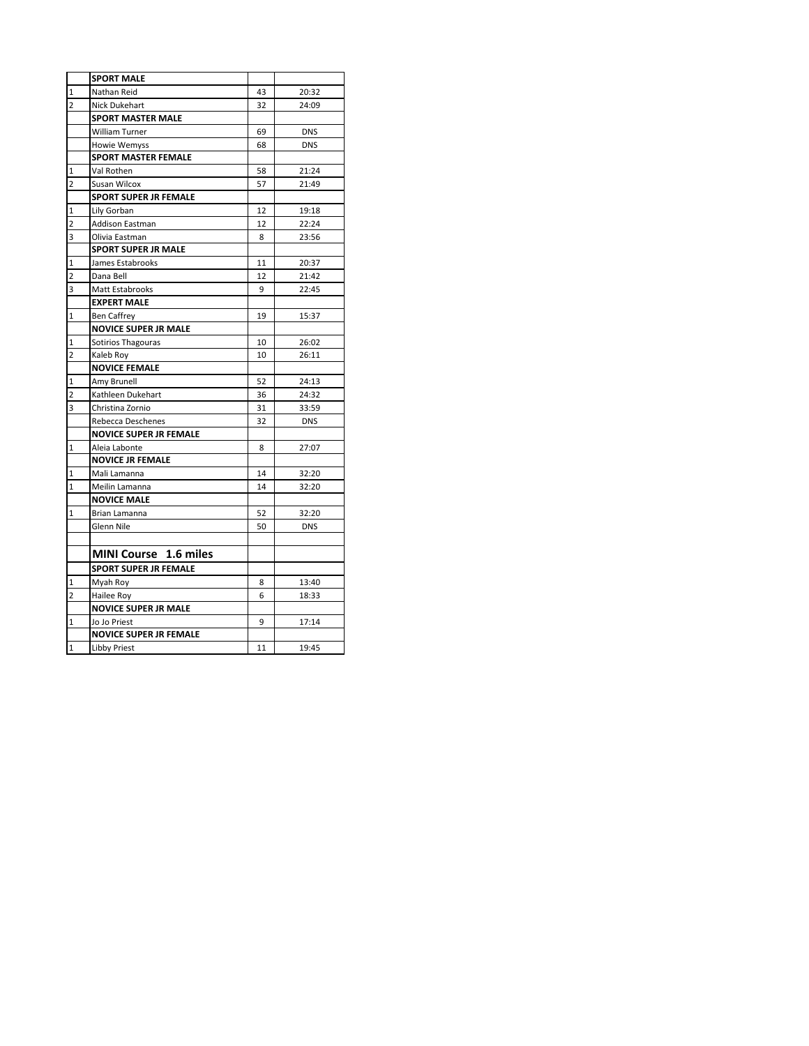| | | | |
|---|---|---|---|
| | **SPORT MALE** | | |
| 1 | Nathan Reid | 43 | 20:32 |
| 2 | Nick Dukehart | 32 | 24:09 |
| | **SPORT MASTER MALE** | | |
| | William Turner | 69 | DNS |
| | Howie Wemyss | 68 | DNS |
| | **SPORT MASTER FEMALE** | | |
| 1 | Val Rothen | 58 | 21:24 |
| 2 | Susan Wilcox | 57 | 21:49 |
| | **SPORT SUPER JR FEMALE** | | |
| 1 | Lily Gorban | 12 | 19:18 |
| 2 | Addison Eastman | 12 | 22:24 |
| 3 | Olivia Eastman | 8 | 23:56 |
| | **SPORT SUPER JR MALE** | | |
| 1 | James Estabrooks | 11 | 20:37 |
| 2 | Dana Bell | 12 | 21:42 |
| 3 | Matt Estabrooks | 9 | 22:45 |
| | **EXPERT MALE** | | |
| 1 | Ben Caffrey | 19 | 15:37 |
| | **NOVICE SUPER JR MALE** | | |
| 1 | Sotirios Thagouras | 10 | 26:02 |
| 2 | Kaleb Roy | 10 | 26:11 |
| | **NOVICE FEMALE** | | |
| 1 | Amy Brunell | 52 | 24:13 |
| 2 | Kathleen Dukehart | 36 | 24:32 |
| 3 | Christina Zornio | 31 | 33:59 |
| | Rebecca Deschenes | 32 | DNS |
| | **NOVICE SUPER JR FEMALE** | | |
| 1 | Aleia Labonte | 8 | 27:07 |
| | **NOVICE JR FEMALE** | | |
| 1 | Mali Lamanna | 14 | 32:20 |
| 1 | Meilin Lamanna | 14 | 32:20 |
| | **NOVICE MALE** | | |
| 1 | Brian Lamanna | 52 | 32:20 |
| | Glenn Nile | 50 | DNS |
| | | | |
| | **MINI Course 1.6 miles** | | |
| | **SPORT SUPER JR FEMALE** | | |
| 1 | Myah Roy | 8 | 13:40 |
| 2 | Hailee Roy | 6 | 18:33 |
| | **NOVICE SUPER JR MALE** | | |
| 1 | Jo Jo Priest | 9 | 17:14 |
| | **NOVICE SUPER JR FEMALE** | | |
| 1 | Libby Priest | 11 | 19:45 |